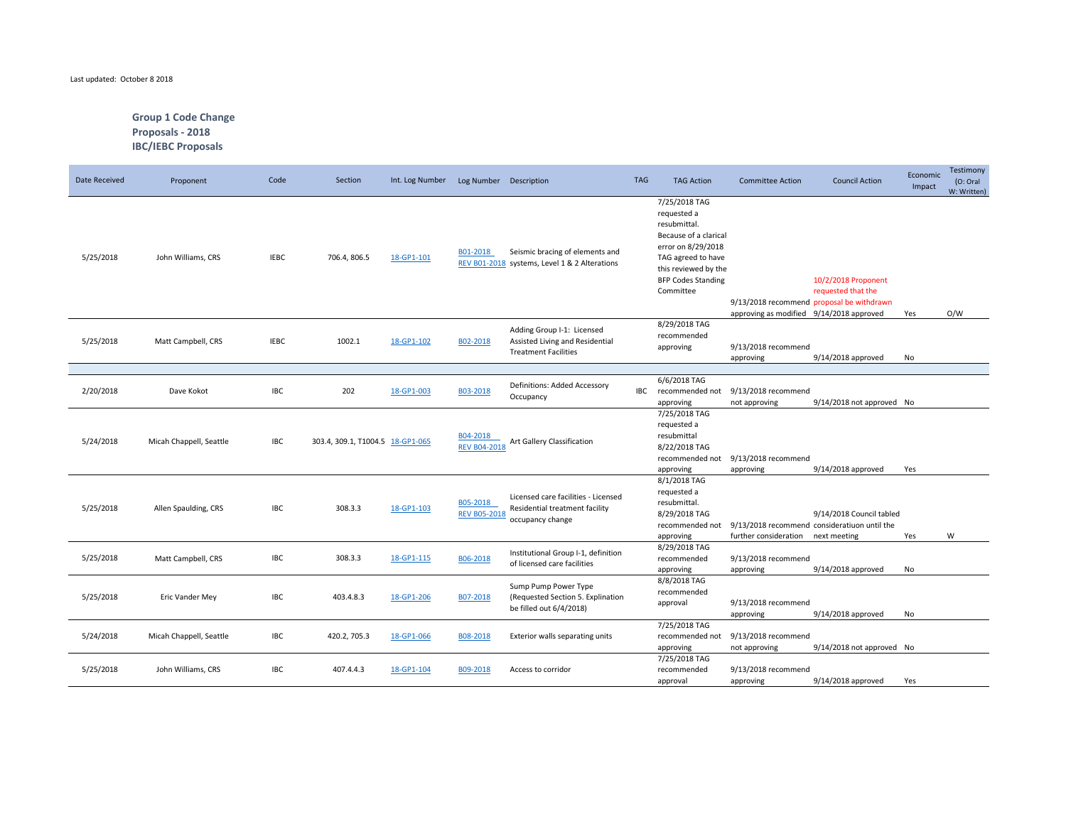Last updated: October 8 2018

**Group 1 Code Change Proposals - 2018**
**IBC/IEBC Proposals**

| Date Received | Proponent | Code | Section | Int. Log Number | Log Number | Description | TAG | TAG Action | Committee Action | Council Action | Economic Impact | Testimony (O: Oral W: Written) |
|---|---|---|---|---|---|---|---|---|---|---|---|---|
| 5/25/2018 | John Williams, CRS | IEBC | 706.4, 806.5 | 18-GP1-101 | B01-2018 REV B01-2018 | Seismic bracing of elements and systems, Level 1 & 2 Alterations | | 7/25/2018 TAG requested a resubmittal. Because of a clarical error on 8/29/2018 TAG agreed to have this reviewed by the BFP Codes Standing Committee | 9/13/2018 recommend approving as modified | 10/2/2018 Proponent requested that the proposal be withdrawn 9/14/2018 approved | Yes | O/W |
| 5/25/2018 | Matt Campbell, CRS | IEBC | 1002.1 | 18-GP1-102 | B02-2018 | Adding Group I-1: Licensed Assisted Living and Residential Treatment Facilities | | 8/29/2018 TAG recommended approving | 9/13/2018 recommend approving | 9/14/2018 approved | No | |
| | | | | | | | | | | | | |
| 2/20/2018 | Dave Kokot | IBC | 202 | 18-GP1-003 | B03-2018 | Definitions: Added Accessory Occupancy | IBC | 6/6/2018 TAG recommended not approving | 9/13/2018 recommend not approving | 9/14/2018 not approved | No | |
| 5/24/2018 | Micah Chappell, Seattle | IBC | 303.4, 309.1, T1004.5 | 18-GP1-065 | B04-2018 REV B04-2018 | Art Gallery Classification | | 7/25/2018 TAG requested a resubmittal 8/22/2018 TAG recommended not approving | 9/13/2018 recommend approving | 9/14/2018 approved | Yes | |
| 5/25/2018 | Allen Spaulding, CRS | IBC | 308.3.3 | 18-GP1-103 | B05-2018 REV B05-2018 | Licensed care facilities - Licensed Residential treatment facility occupancy change | | 8/1/2018 TAG requested a resubmittal. 8/29/2018 TAG recommended not approving | 9/13/2018 recommend further consideration | 9/14/2018 Council tabled consideratiuon until the next meeting | Yes | W |
| 5/25/2018 | Matt Campbell, CRS | IBC | 308.3.3 | 18-GP1-115 | B06-2018 | Institutional Group I-1, definition of licensed care facilities | | 8/29/2018 TAG recommended approving | 9/13/2018 recommend approving | 9/14/2018 approved | No | |
| 5/25/2018 | Eric Vander Mey | IBC | 403.4.8.3 | 18-GP1-206 | B07-2018 | Sump Pump Power Type (Requested Section 5. Explination be filled out 6/4/2018) | | 8/8/2018 TAG recommended approval | 9/13/2018 recommend approving | 9/14/2018 approved | No | |
| 5/24/2018 | Micah Chappell, Seattle | IBC | 420.2, 705.3 | 18-GP1-066 | B08-2018 | Exterior walls separating units | | 7/25/2018 TAG recommended not approving | 9/13/2018 recommend not approving | 9/14/2018 not approved | No | |
| 5/25/2018 | John Williams, CRS | IBC | 407.4.4.3 | 18-GP1-104 | B09-2018 | Access to corridor | | 7/25/2018 TAG recommended approval | 9/13/2018 recommend approving | 9/14/2018 approved | Yes | |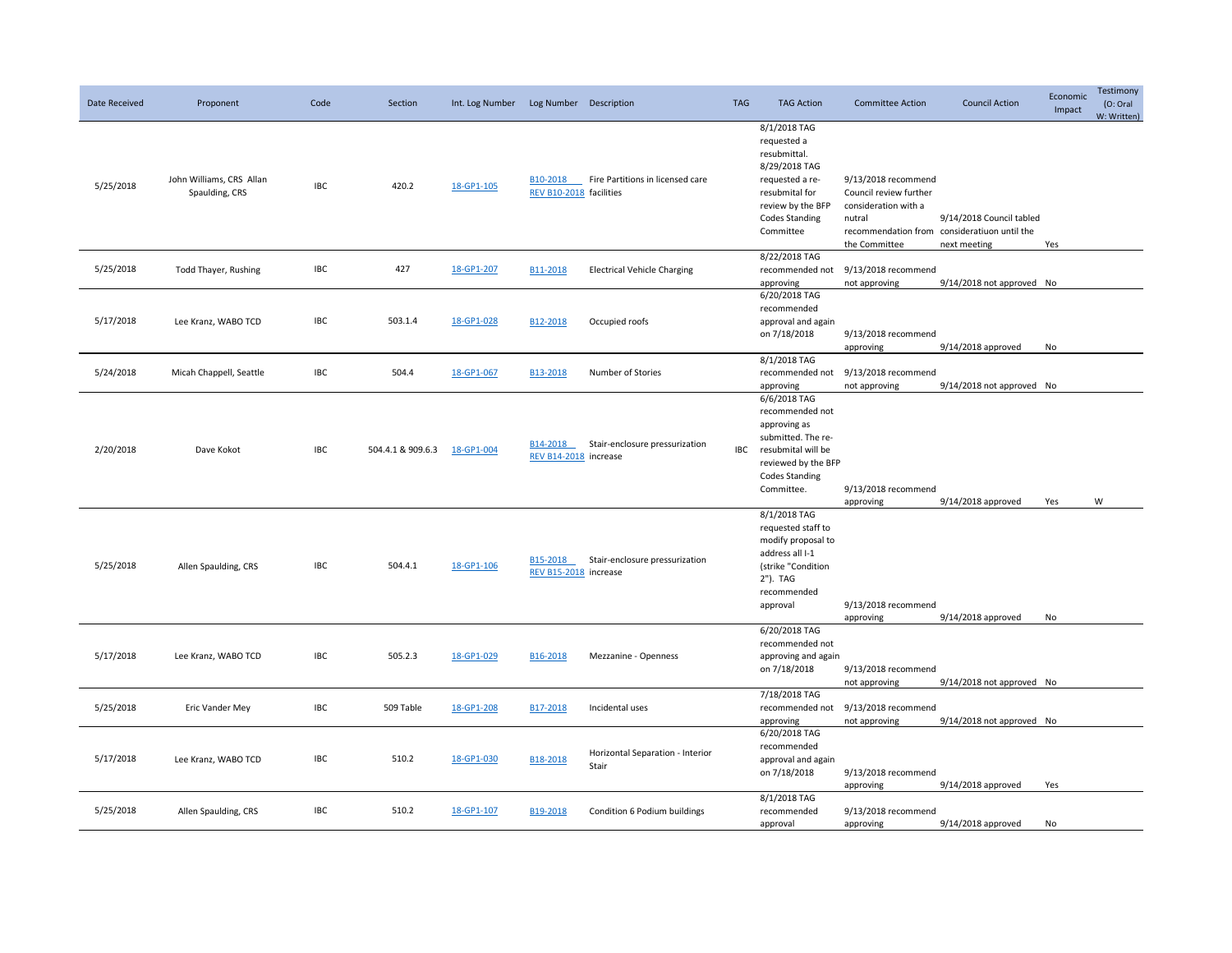| Date Received | Proponent | Code | Section | Int. Log Number | Log Number | Description | TAG | TAG Action | Committee Action | Council Action | Economic Impact | Testimony (O: Oral W: Written) |
|---|---|---|---|---|---|---|---|---|---|---|---|---|
| 5/25/2018 | John Williams, CRS Allan Spaulding, CRS | IBC | 420.2 | 18-GP1-105 | B10-2018 REV B10-2018 | Fire Partitions in licensed care facilities | | 8/1/2018 TAG requested a resubmittal. 8/29/2018 TAG requested a re-resubmittal for review by the BFP Codes Standing Committee | 9/13/2018 recommend Council review further consideration with a nutral recommendation from the Committee | 9/14/2018 Council tabled consideratiuon until the next meeting | Yes | |
| 5/25/2018 | Todd Thayer, Rushing | IBC | 427 | 18-GP1-207 | B11-2018 | Electrical Vehicle Charging | | 8/22/2018 TAG recommended not approving | 9/13/2018 recommend not approving | 9/14/2018 not approved | No | |
| 5/17/2018 | Lee Kranz, WABO TCD | IBC | 503.1.4 | 18-GP1-028 | B12-2018 | Occupied roofs | | 6/20/2018 TAG recommended approval and again on 7/18/2018 | 9/13/2018 recommend approving | 9/14/2018 approved | No | |
| 5/24/2018 | Micah Chappell, Seattle | IBC | 504.4 | 18-GP1-067 | B13-2018 | Number of Stories | | 8/1/2018 TAG recommended not approving | 9/13/2018 recommend not approving | 9/14/2018 not approved | No | |
| 2/20/2018 | Dave Kokot | IBC | 504.4.1 & 909.6.3 | 18-GP1-004 | B14-2018 REV B14-2018 | Stair-enclosure pressurization increase | IBC | 6/6/2018 TAG recommended not approving as submitted. The re-resubmittal will be reviewed by the BFP Codes Standing Committee. | 9/13/2018 recommend approving | 9/14/2018 approved | Yes | W |
| 5/25/2018 | Allen Spaulding, CRS | IBC | 504.4.1 | 18-GP1-106 | B15-2018 REV B15-2018 | Stair-enclosure pressurization increase | | 8/1/2018 TAG requested staff to modify proposal to address all I-1 (strike "Condition 2"). TAG recommended approval | 9/13/2018 recommend approving | 9/14/2018 approved | No | |
| 5/17/2018 | Lee Kranz, WABO TCD | IBC | 505.2.3 | 18-GP1-029 | B16-2018 | Mezzanine - Openness | | 6/20/2018 TAG recommended not approving and again on 7/18/2018 | 9/13/2018 recommend not approving | 9/14/2018 not approved | No | |
| 5/25/2018 | Eric Vander Mey | IBC | 509 Table | 18-GP1-208 | B17-2018 | Incidental uses | | 7/18/2018 TAG recommended not approving | 9/13/2018 recommend not approving | 9/14/2018 not approved | No | |
| 5/17/2018 | Lee Kranz, WABO TCD | IBC | 510.2 | 18-GP1-030 | B18-2018 | Horizontal Separation - Interior Stair | | 6/20/2018 TAG recommended approval and again on 7/18/2018 | 9/13/2018 recommend approving | 9/14/2018 approved | Yes | |
| 5/25/2018 | Allen Spaulding, CRS | IBC | 510.2 | 18-GP1-107 | B19-2018 | Condition 6 Podium buildings | | 8/1/2018 TAG recommended approval | 9/13/2018 recommend approving | 9/14/2018 approved | No | |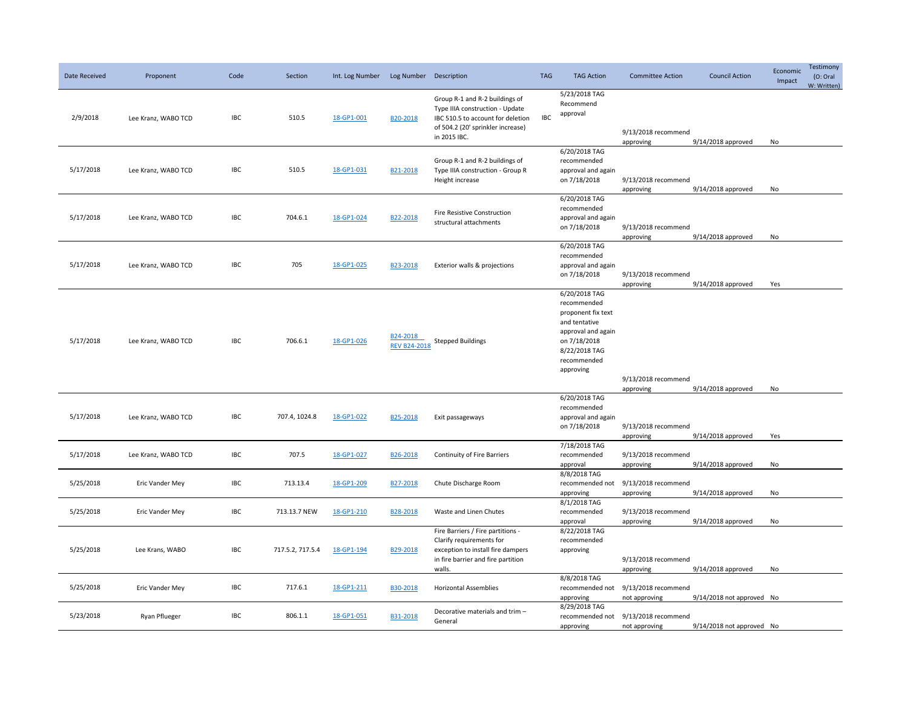| Date Received | Proponent | Code | Section | Int. Log Number | Log Number | Description | TAG | TAG Action | Committee Action | Council Action | Economic Impact | Testimony (O: Oral W: Written) |
|---|---|---|---|---|---|---|---|---|---|---|---|---|
| 2/9/2018 | Lee Kranz, WABO TCD | IBC | 510.5 | 18-GP1-001 | B20-2018 | Group R-1 and R-2 buildings of Type IIIA construction - Update IBC 510.5 to account for deletion of 504.2 (20' sprinkler increase) in 2015 IBC. | IBC | 5/23/2018 TAG Recommend approval | 9/13/2018 recommend approving | 9/14/2018 approved | No | |
| 5/17/2018 | Lee Kranz, WABO TCD | IBC | 510.5 | 18-GP1-031 | B21-2018 | Group R-1 and R-2 buildings of Type IIIA construction - Group R Height increase | | 6/20/2018 TAG recommended approval and again on 7/18/2018 | 9/13/2018 recommend approving | 9/14/2018 approved | No | |
| 5/17/2018 | Lee Kranz, WABO TCD | IBC | 704.6.1 | 18-GP1-024 | B22-2018 | Fire Resistive Construction structural attachments | | 6/20/2018 TAG recommended approval and again on 7/18/2018 | 9/13/2018 recommend approving | 9/14/2018 approved | No | |
| 5/17/2018 | Lee Kranz, WABO TCD | IBC | 705 | 18-GP1-025 | B23-2018 | Exterior walls & projections | | 6/20/2018 TAG recommended approval and again on 7/18/2018 | 9/13/2018 recommend approving | 9/14/2018 approved | Yes | |
| 5/17/2018 | Lee Kranz, WABO TCD | IBC | 706.6.1 | 18-GP1-026 | B24-2018 REV B24-2018 | Stepped Buildings | | 6/20/2018 TAG recommended proponent fix text and tentative approval and again on 7/18/2018 8/22/2018 TAG recommended approving | 9/13/2018 recommend approving | 9/14/2018 approved | No | |
| 5/17/2018 | Lee Kranz, WABO TCD | IBC | 707.4, 1024.8 | 18-GP1-022 | B25-2018 | Exit passageways | | 6/20/2018 TAG recommended approval and again on 7/18/2018 | 9/13/2018 recommend approving | 9/14/2018 approved | Yes | |
| 5/17/2018 | Lee Kranz, WABO TCD | IBC | 707.5 | 18-GP1-027 | B26-2018 | Continuity of Fire Barriers | | 7/18/2018 TAG recommended approval | 9/13/2018 recommend approving | 9/14/2018 approved | No | |
| 5/25/2018 | Eric Vander Mey | IBC | 713.13.4 | 18-GP1-209 | B27-2018 | Chute Discharge Room | | 8/8/2018 TAG recommended not approving | 9/13/2018 recommend approving | 9/14/2018 approved | No | |
| 5/25/2018 | Eric Vander Mey | IBC | 713.13.7 NEW | 18-GP1-210 | B28-2018 | Waste and Linen Chutes | | 8/1/2018 TAG recommended approval | 9/13/2018 recommend approving | 9/14/2018 approved | No | |
| 5/25/2018 | Lee Krans, WABO | IBC | 717.5.2, 717.5.4 | 18-GP1-194 | B29-2018 | Fire Barriers / Fire partitions - Clarify requirements for exception to install fire dampers in fire barrier and fire partition walls. | | 8/22/2018 TAG recommended approving | 9/13/2018 recommend approving | 9/14/2018 approved | No | |
| 5/25/2018 | Eric Vander Mey | IBC | 717.6.1 | 18-GP1-211 | B30-2018 | Horizontal Assemblies | | 8/8/2018 TAG recommended not approving | 9/13/2018 recommend not approving | 9/14/2018 not approved | No | |
| 5/23/2018 | Ryan Pflueger | IBC | 806.1.1 | 18-GP1-051 | B31-2018 | Decorative materials and trim – General | | 8/29/2018 TAG recommended not approving | 9/13/2018 recommend not approving | 9/14/2018 not approved | No | |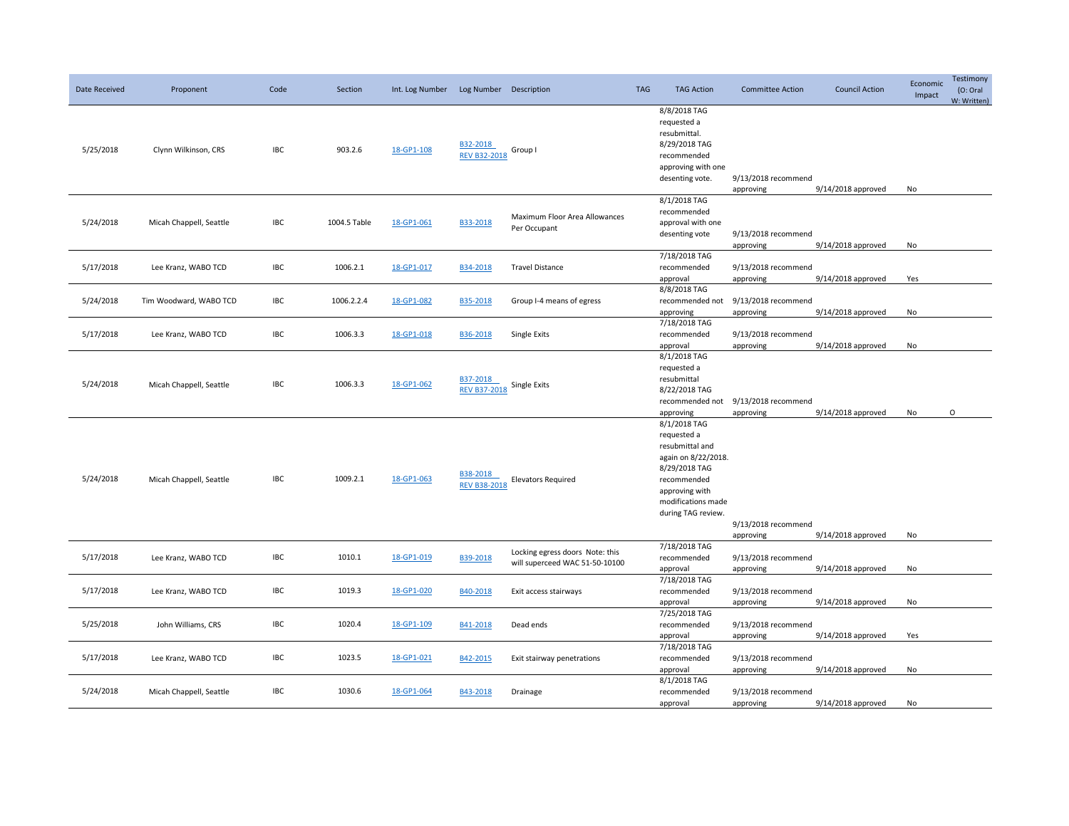| Date Received | Proponent | Code | Section | Int. Log Number | Log Number | Description | TAG | TAG Action | Committee Action | Council Action | Economic Impact | Testimony (O: Oral W: Written) |
|---|---|---|---|---|---|---|---|---|---|---|---|---|
| 5/25/2018 | Clynn Wilkinson, CRS | IBC | 903.2.6 | 18-GP1-108 | B32-2018 REV B32-2018 | Group I | | 8/8/2018 TAG requested a resubmittal. 8/29/2018 TAG recommended approving with one desenting vote. | 9/13/2018 recommend approving | 9/14/2018 approved | No | |
| 5/24/2018 | Micah Chappell, Seattle | IBC | 1004.5 Table | 18-GP1-061 | B33-2018 | Maximum Floor Area Allowances Per Occupant | | 8/1/2018 TAG recommended approval with one desenting vote | 9/13/2018 recommend approving | 9/14/2018 approved | No | |
| 5/17/2018 | Lee Kranz, WABO TCD | IBC | 1006.2.1 | 18-GP1-017 | B34-2018 | Travel Distance | | 7/18/2018 TAG recommended approval | 9/13/2018 recommend approving | 9/14/2018 approved | Yes | |
| 5/24/2018 | Tim Woodward, WABO TCD | IBC | 1006.2.2.4 | 18-GP1-082 | B35-2018 | Group I-4 means of egress | | 8/8/2018 TAG recommended not approving | 9/13/2018 recommend approving | 9/14/2018 approved | No | |
| 5/17/2018 | Lee Kranz, WABO TCD | IBC | 1006.3.3 | 18-GP1-018 | B36-2018 | Single Exits | | 7/18/2018 TAG recommended approval | 9/13/2018 recommend approving | 9/14/2018 approved | No | |
| 5/24/2018 | Micah Chappell, Seattle | IBC | 1006.3.3 | 18-GP1-062 | B37-2018 REV B37-2018 | Single Exits | | 8/1/2018 TAG requested a resubmittal 8/22/2018 TAG recommended not approving | 9/13/2018 recommend approving | 9/14/2018 approved | No | O |
| 5/24/2018 | Micah Chappell, Seattle | IBC | 1009.2.1 | 18-GP1-063 | B38-2018 REV B38-2018 | Elevators Required | | 8/1/2018 TAG requested a resubmittal and again on 8/22/2018. 8/29/2018 TAG recommended approving with modifications made during TAG review. | 9/13/2018 recommend approving | 9/14/2018 approved | No | |
| 5/17/2018 | Lee Kranz, WABO TCD | IBC | 1010.1 | 18-GP1-019 | B39-2018 | Locking egress doors Note: this will superceed WAC 51-50-10100 | | 7/18/2018 TAG recommended approval | 9/13/2018 recommend approving | 9/14/2018 approved | No | |
| 5/17/2018 | Lee Kranz, WABO TCD | IBC | 1019.3 | 18-GP1-020 | B40-2018 | Exit access stairways | | 7/18/2018 TAG recommended approval | 9/13/2018 recommend approving | 9/14/2018 approved | No | |
| 5/25/2018 | John Williams, CRS | IBC | 1020.4 | 18-GP1-109 | B41-2018 | Dead ends | | 7/25/2018 TAG recommended approval | 9/13/2018 recommend approving | 9/14/2018 approved | Yes | |
| 5/17/2018 | Lee Kranz, WABO TCD | IBC | 1023.5 | 18-GP1-021 | B42-2015 | Exit stairway penetrations | | 7/18/2018 TAG recommended approval | 9/13/2018 recommend approving | 9/14/2018 approved | No | |
| 5/24/2018 | Micah Chappell, Seattle | IBC | 1030.6 | 18-GP1-064 | B43-2018 | Drainage | | 8/1/2018 TAG recommended approval | 9/13/2018 recommend approving | 9/14/2018 approved | No | |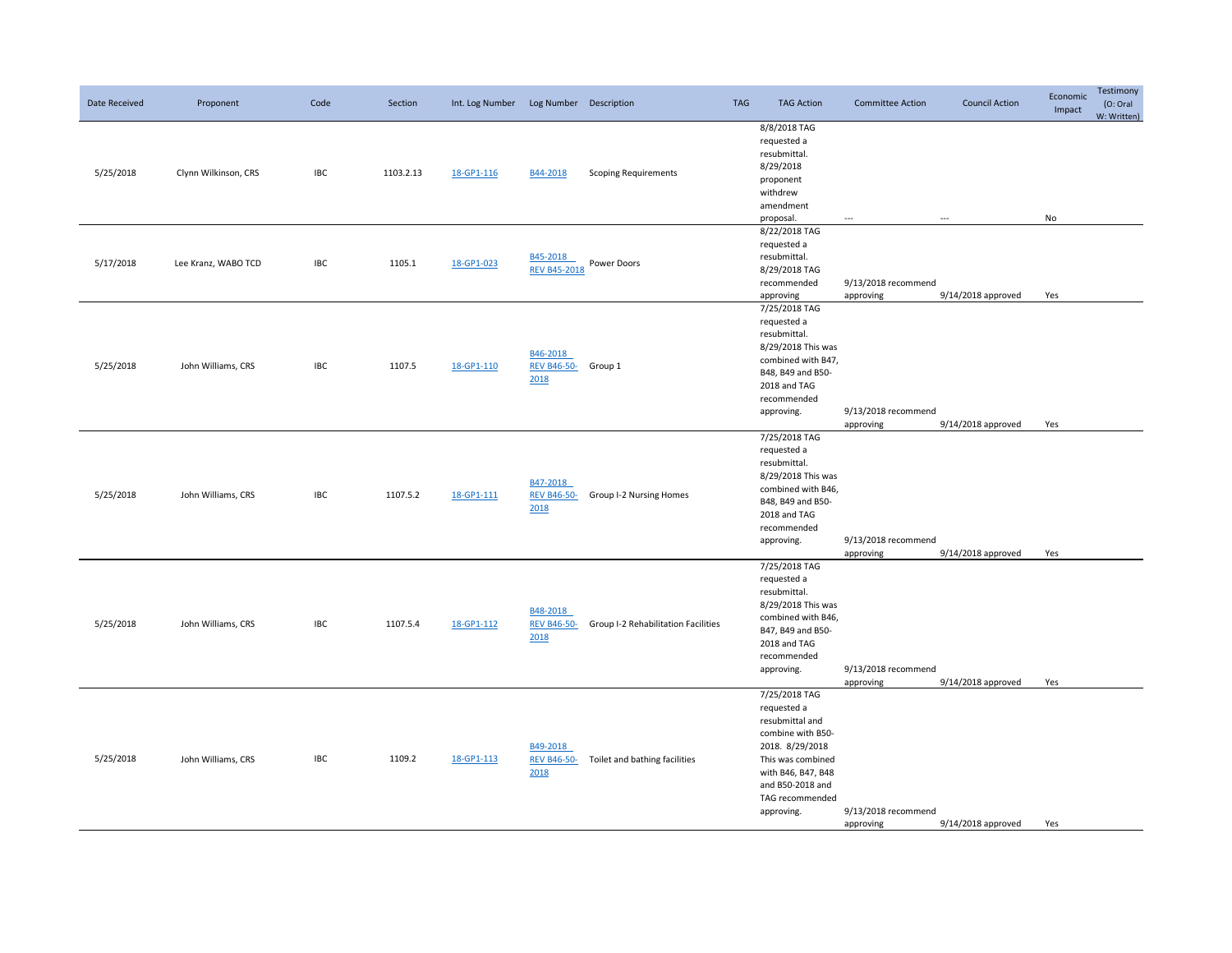| Date Received | Proponent | Code | Section | Int. Log Number | Log Number | Description | TAG | TAG Action | Committee Action | Council Action | Economic Impact | Testimony (O: Oral W: Written) |
|---|---|---|---|---|---|---|---|---|---|---|---|---|
| 5/25/2018 | Clynn Wilkinson, CRS | IBC | 1103.2.13 | 18-GP1-116 | B44-2018 | Scoping Requirements | | 8/8/2018 TAG requested a resubmittal. 8/29/2018 proponent withdrew amendment proposal. | --- | --- | No | |
| 5/17/2018 | Lee Kranz, WABO TCD | IBC | 1105.1 | 18-GP1-023 | B45-2018 REV B45-2018 | Power Doors | | 8/22/2018 TAG requested a resubmittal. 8/29/2018 TAG recommended approving | 9/13/2018 recommend approving | 9/14/2018 approved | Yes | |
| 5/25/2018 | John Williams, CRS | IBC | 1107.5 | 18-GP1-110 | B46-2018 REV B46-50-2018 | Group 1 | | 7/25/2018 TAG requested a resubmittal. 8/29/2018 This was combined with B47, B48, B49 and B50-2018 and TAG recommended approving. | 9/13/2018 recommend approving | 9/14/2018 approved | Yes | |
| 5/25/2018 | John Williams, CRS | IBC | 1107.5.2 | 18-GP1-111 | B47-2018 REV B46-50-2018 | Group I-2 Nursing Homes | | 7/25/2018 TAG requested a resubmittal. 8/29/2018 This was combined with B46, B48, B49 and B50-2018 and TAG recommended approving. | 9/13/2018 recommend approving | 9/14/2018 approved | Yes | |
| 5/25/2018 | John Williams, CRS | IBC | 1107.5.4 | 18-GP1-112 | B48-2018 REV B46-50-2018 | Group I-2 Rehabilitation Facilities | | 7/25/2018 TAG requested a resubmittal. 8/29/2018 This was combined with B46, B47, B49 and B50-2018 and TAG recommended approving. | 9/13/2018 recommend approving | 9/14/2018 approved | Yes | |
| 5/25/2018 | John Williams, CRS | IBC | 1109.2 | 18-GP1-113 | B49-2018 REV B46-50-2018 | Toilet and bathing facilities | | 7/25/2018 TAG requested a resubmittal and combine with B50-2018. 8/29/2018 This was combined with B46, B47, B48 and B50-2018 and TAG recommended approving. | 9/13/2018 recommend approving | 9/14/2018 approved | Yes | |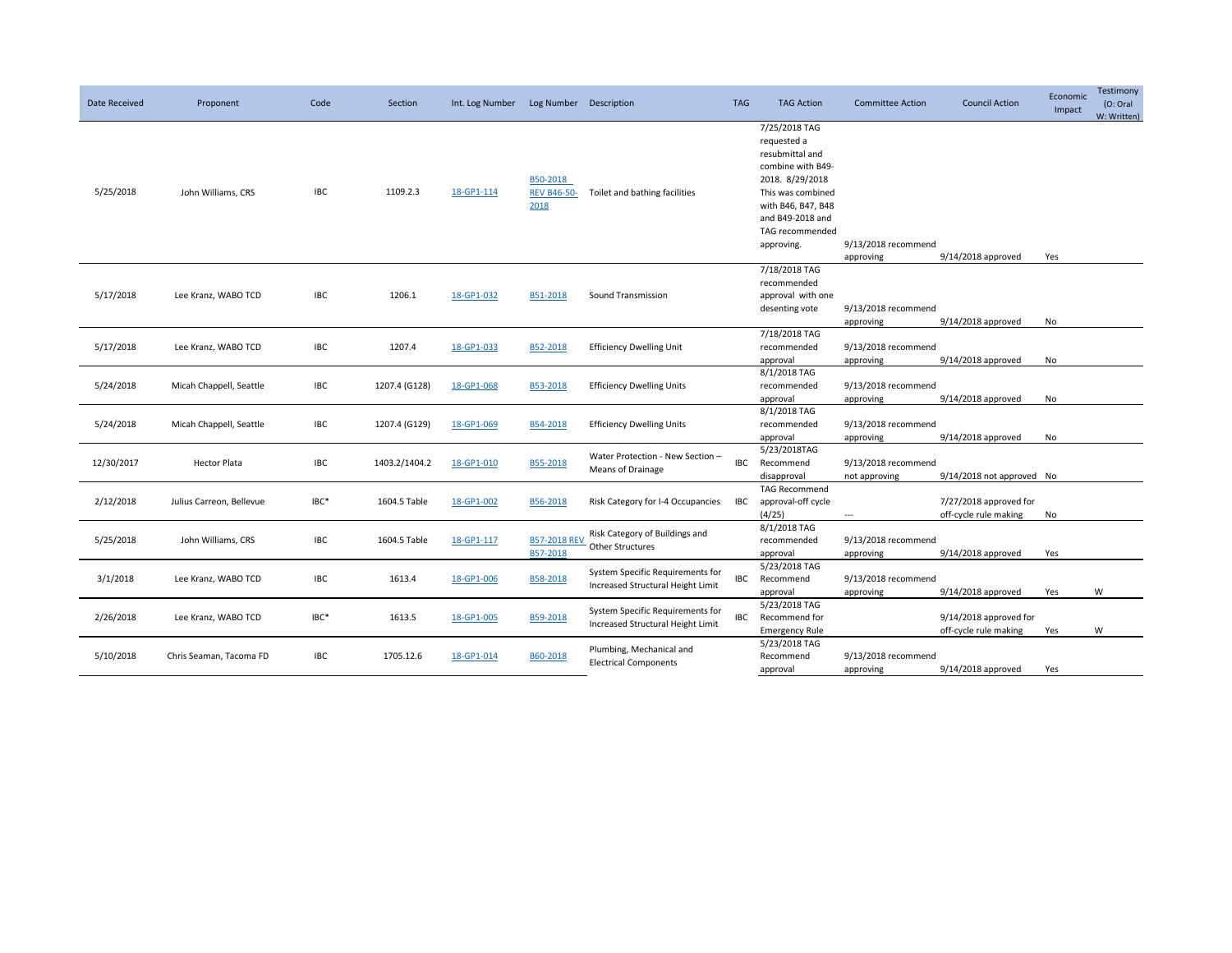| Date Received | Proponent | Code | Section | Int. Log Number | Log Number | Description | TAG | TAG Action | Committee Action | Council Action | Economic Impact | Testimony (O: Oral W: Written) |
|---|---|---|---|---|---|---|---|---|---|---|---|---|
| 5/25/2018 | John Williams, CRS | IBC | 1109.2.3 | 18-GP1-114 | B50-2018 REV B46-50-2018 | Toilet and bathing facilities | | 7/25/2018 TAG requested a resubmittal and combine with B49-2018. 8/29/2018 This was combined with B46, B47, B48 and B49-2018 and TAG recommended approving. | 9/13/2018 recommend approving | 9/14/2018 approved | Yes | |
| 5/17/2018 | Lee Kranz, WABO TCD | IBC | 1206.1 | 18-GP1-032 | B51-2018 | Sound Transmission | | 7/18/2018 TAG recommended approval with one desenting vote | 9/13/2018 recommend approving | 9/14/2018 approved | No | |
| 5/17/2018 | Lee Kranz, WABO TCD | IBC | 1207.4 | 18-GP1-033 | B52-2018 | Efficiency Dwelling Unit | | 7/18/2018 TAG recommended approval | 9/13/2018 recommend approving | 9/14/2018 approved | No | |
| 5/24/2018 | Micah Chappell, Seattle | IBC | 1207.4 (G128) | 18-GP1-068 | B53-2018 | Efficiency Dwelling Units | | 8/1/2018 TAG recommended approval | 9/13/2018 recommend approving | 9/14/2018 approved | No | |
| 5/24/2018 | Micah Chappell, Seattle | IBC | 1207.4 (G129) | 18-GP1-069 | B54-2018 | Efficiency Dwelling Units | | 8/1/2018 TAG recommended approval | 9/13/2018 recommend approving | 9/14/2018 approved | No | |
| 12/30/2017 | Hector Plata | IBC | 1403.2/1404.2 | 18-GP1-010 | B55-2018 | Water Protection - New Section – Means of Drainage | IBC | 5/23/2018TAG Recommend disapproval | 9/13/2018 recommend not approving | 9/14/2018 not approved | No | |
| 2/12/2018 | Julius Carreon, Bellevue | IBC* | 1604.5 Table | 18-GP1-002 | B56-2018 | Risk Category for I-4 Occupancies | IBC | TAG Recommend approval-off cycle (4/25) | --- | 7/27/2018 approved for off-cycle rule making | No | |
| 5/25/2018 | John Williams, CRS | IBC | 1604.5 Table | 18-GP1-117 | B57-2018 REV B57-2018 | Risk Category of Buildings and Other Structures | | 8/1/2018 TAG recommended approval | 9/13/2018 recommend approving | 9/14/2018 approved | Yes | |
| 3/1/2018 | Lee Kranz, WABO TCD | IBC | 1613.4 | 18-GP1-006 | B58-2018 | System Specific Requirements for Increased Structural Height Limit | IBC | 5/23/2018 TAG Recommend approval | 9/13/2018 recommend approving | 9/14/2018 approved | Yes | W |
| 2/26/2018 | Lee Kranz, WABO TCD | IBC* | 1613.5 | 18-GP1-005 | B59-2018 | System Specific Requirements for Increased Structural Height Limit | IBC | 5/23/2018 TAG Recommend for Emergency Rule | | 9/14/2018 approved for off-cycle rule making | Yes | W |
| 5/10/2018 | Chris Seaman, Tacoma FD | IBC | 1705.12.6 | 18-GP1-014 | B60-2018 | Plumbing, Mechanical and Electrical Components | | 5/23/2018 TAG Recommend approval | 9/13/2018 recommend approving | 9/14/2018 approved | Yes | |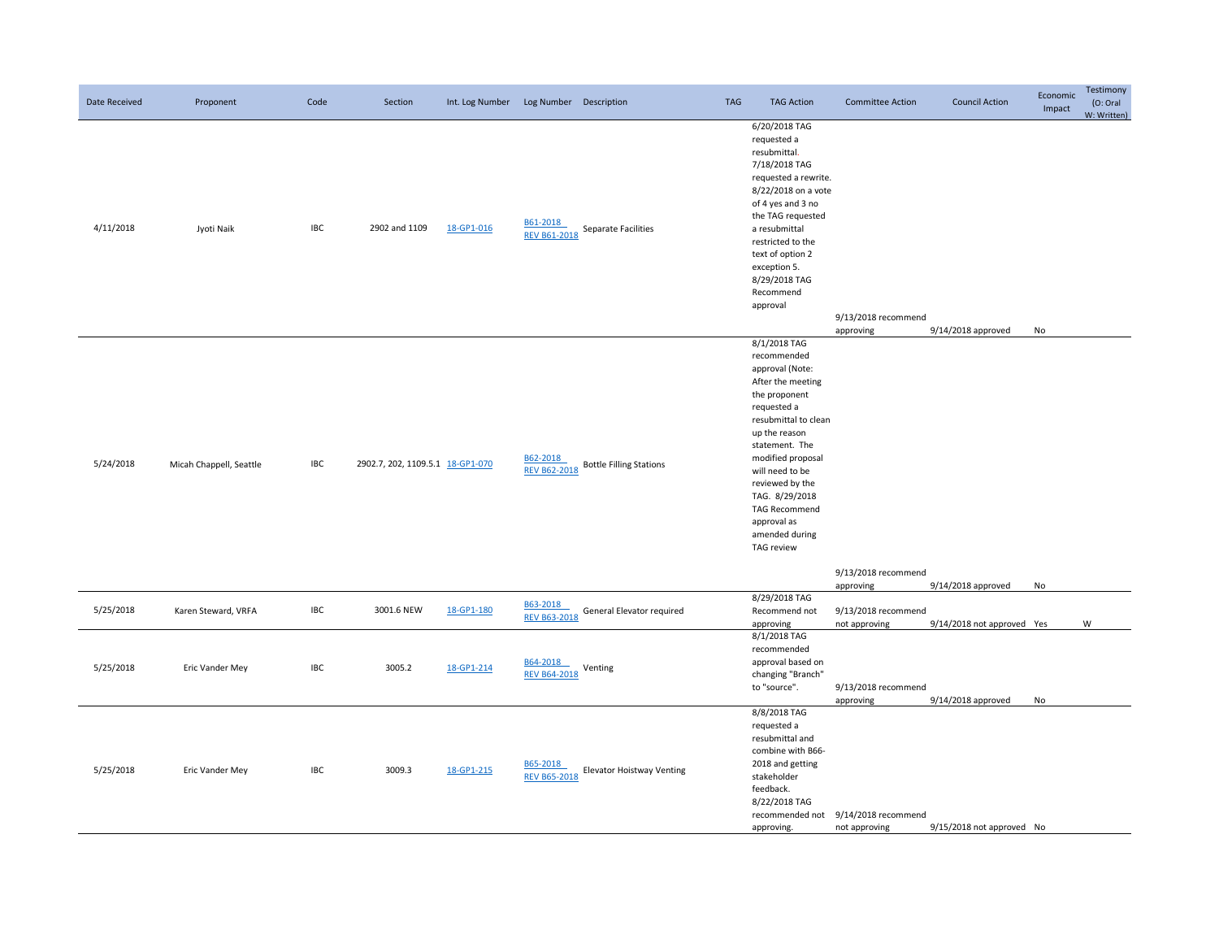| Date Received | Proponent | Code | Section | Int. Log Number | Log Number | Description | TAG | TAG Action | Committee Action | Council Action | Economic Impact | Testimony (O: Oral W: Written) |
|---|---|---|---|---|---|---|---|---|---|---|---|---|
| 4/11/2018 | Jyoti Naik | IBC | 2902 and 1109 | 18-GP1-016 | B61-2018 REV B61-2018 | Separate Facilities | | 6/20/2018 TAG requested a resubmittal. 7/18/2018 TAG requested a rewrite. 8/22/2018 on a vote of 4 yes and 3 no the TAG requested a resubmittal restricted to the text of option 2 exception 5. 8/29/2018 TAG Recommend approval | 9/13/2018 recommend approving | 9/14/2018 approved | No | |
| 5/24/2018 | Micah Chappell, Seattle | IBC | 2902.7, 202, 1109.5.1 | 18-GP1-070 | B62-2018 REV B62-2018 | Bottle Filling Stations | | 8/1/2018 TAG recommended approval (Note: After the meeting the proponent requested a resubmittal to clean up the reason statement. The modified proposal will need to be reviewed by the TAG. 8/29/2018 TAG Recommend approval as amended during TAG review | 9/13/2018 recommend approving | 9/14/2018 approved | No | |
| 5/25/2018 | Karen Steward, VRFA | IBC | 3001.6 NEW | 18-GP1-180 | B63-2018 REV B63-2018 | General Elevator required | | 8/29/2018 TAG Recommend not approving | 9/13/2018 recommend not approving | 9/14/2018 not approved | Yes | W |
| 5/25/2018 | Eric Vander Mey | IBC | 3005.2 | 18-GP1-214 | B64-2018 REV B64-2018 | Venting | | 8/1/2018 TAG recommended approval based on changing "Branch" to "source". | 9/13/2018 recommend approving | 9/14/2018 approved | No | |
| 5/25/2018 | Eric Vander Mey | IBC | 3009.3 | 18-GP1-215 | B65-2018 REV B65-2018 | Elevator Hoistway Venting | | 8/8/2018 TAG requested a resubmittal and combine with B66-2018 and getting stakeholder feedback. 8/22/2018 TAG recommended not approving. | 9/14/2018 recommend not approving | 9/15/2018 not approved | No | |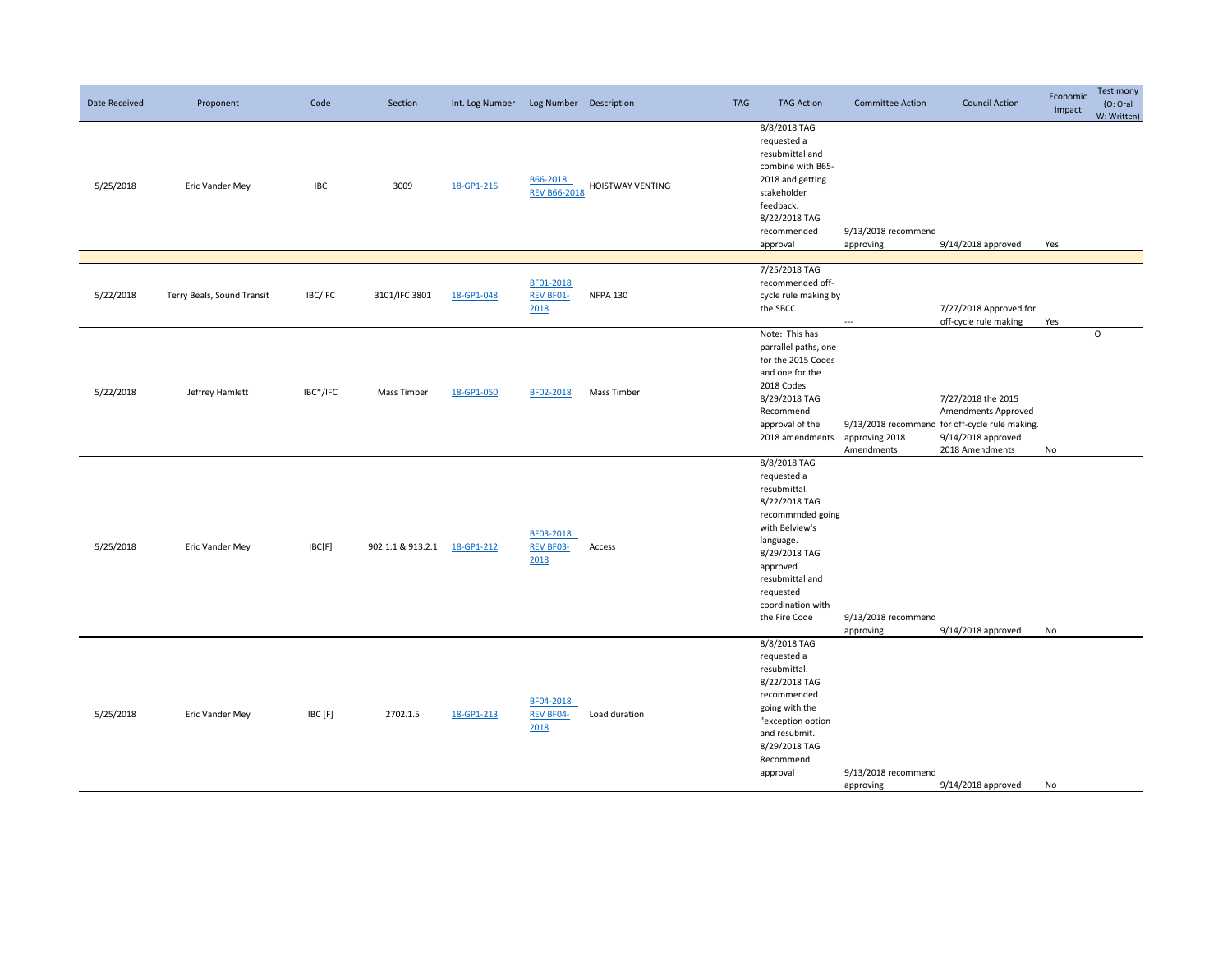| Date Received | Proponent | Code | Section | Int. Log Number | Log Number | Description | TAG | TAG Action | Committee Action | Council Action | Economic Impact | Testimony (O: Oral W: Written) |
|---|---|---|---|---|---|---|---|---|---|---|---|---|
| 5/25/2018 | Eric Vander Mey | IBC | 3009 | 18-GP1-216 | B66-2018 REV B66-2018 | HOISTWAY VENTING | | 8/8/2018 TAG requested a resubmittal and combine with B65-2018 and getting stakeholder feedback. 8/22/2018 TAG recommended approval | 9/13/2018 recommend approving | 9/14/2018 approved | Yes | |
| | | | | | | | | | | | | |
| 5/22/2018 | Terry Beals, Sound Transit | IBC/IFC | 3101/IFC 3801 | 18-GP1-048 | BF01-2018 REV BF01-2018 | NFPA 130 | | 7/25/2018 TAG recommended off-cycle rule making by the SBCC | --- | 7/27/2018 Approved for off-cycle rule making | Yes | |
| 5/22/2018 | Jeffrey Hamlett | IBC*/IFC | Mass Timber | 18-GP1-050 | BF02-2018 | Mass Timber | | Note: This has parrallel paths, one for the 2015 Codes and one for the 2018 Codes. 8/29/2018 TAG Recommend approval of the 2018 amendments. | 9/13/2018 recommend approving 2018 Amendments | 7/27/2018 the 2015 Amendments Approved for off-cycle rule making. 9/14/2018 approved 2018 Amendments | No | O |
| 5/25/2018 | Eric Vander Mey | IBC[F] | 902.1.1 & 913.2.1 | 18-GP1-212 | BF03-2018 REV BF03-2018 | Access | | 8/8/2018 TAG requested a resubmittal. 8/22/2018 TAG recommmrnded going with Belview's language. 8/29/2018 TAG approved resubmittal and requested coordination with the Fire Code | 9/13/2018 recommend approving | 9/14/2018 approved | No | |
| 5/25/2018 | Eric Vander Mey | IBC [F] | 2702.1.5 | 18-GP1-213 | BF04-2018 REV BF04-2018 | Load duration | | 8/8/2018 TAG requested a resubmittal. 8/22/2018 TAG recommended going with the "exception option and resubmit. 8/29/2018 TAG Recommend approval | 9/13/2018 recommend approving | 9/14/2018 approved | No | |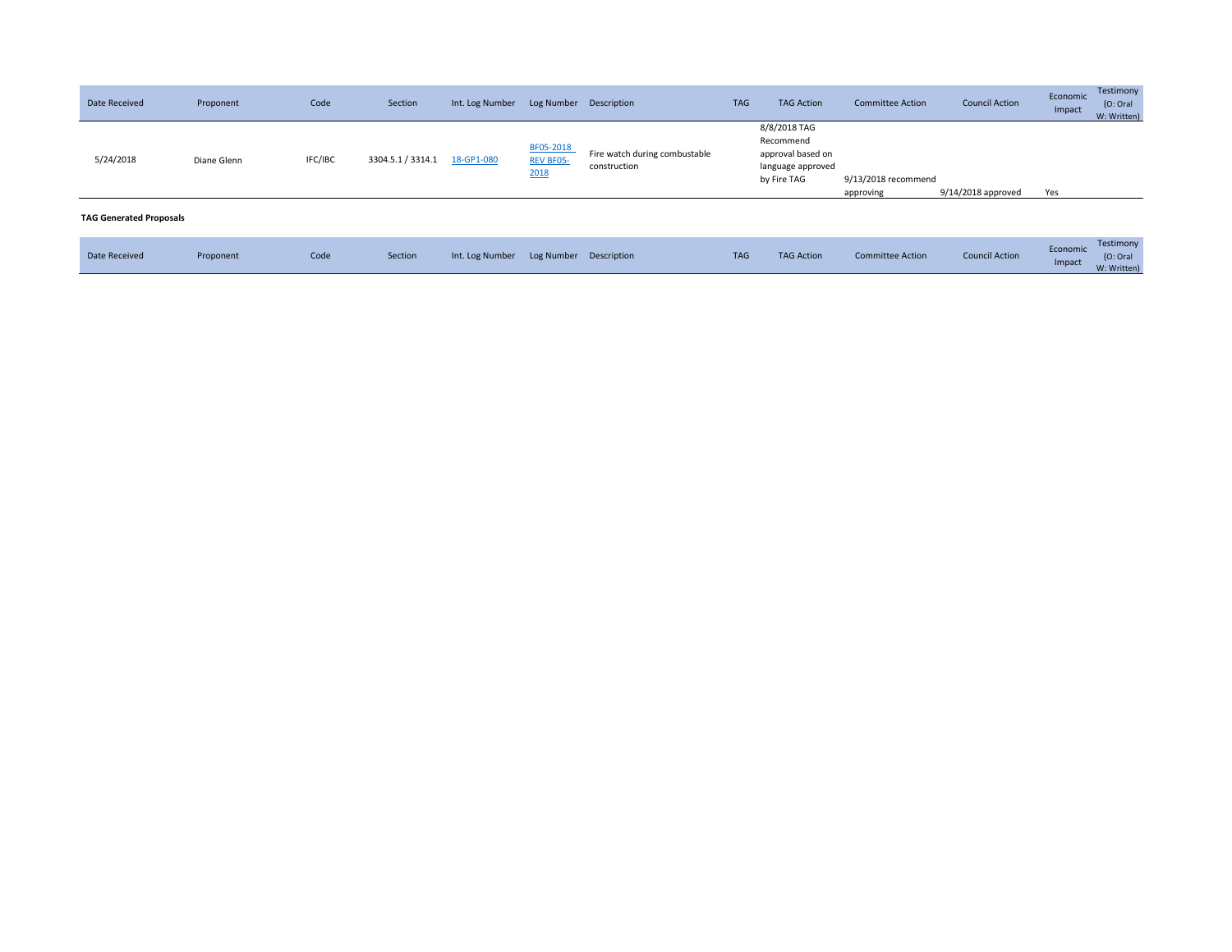| Date Received | Proponent | Code | Section | Int. Log Number | Log Number | Description | TAG | TAG Action | Committee Action | Council Action | Economic Impact | Testimony (O: Oral W: Written) |
|---|---|---|---|---|---|---|---|---|---|---|---|---|
| 5/24/2018 | Diane Glenn | IFC/IBC | 3304.5.1 / 3314.1 | 18-GP1-080 | BF05-2018 REV BF05-2018 | Fire watch during combustable construction | | 8/8/2018 TAG Recommend approval based on language approved by Fire TAG | 9/13/2018 recommend approving | 9/14/2018 approved | Yes | |

**TAG Generated Proposals**

| Date Received | Proponent | Code | Section | Int. Log Number | Log Number | Description | TAG | TAG Action | Committee Action | Council Action | Economic Impact | Testimony (O: Oral W: Written) |
|---|---|---|---|---|---|---|---|---|---|---|---|---|